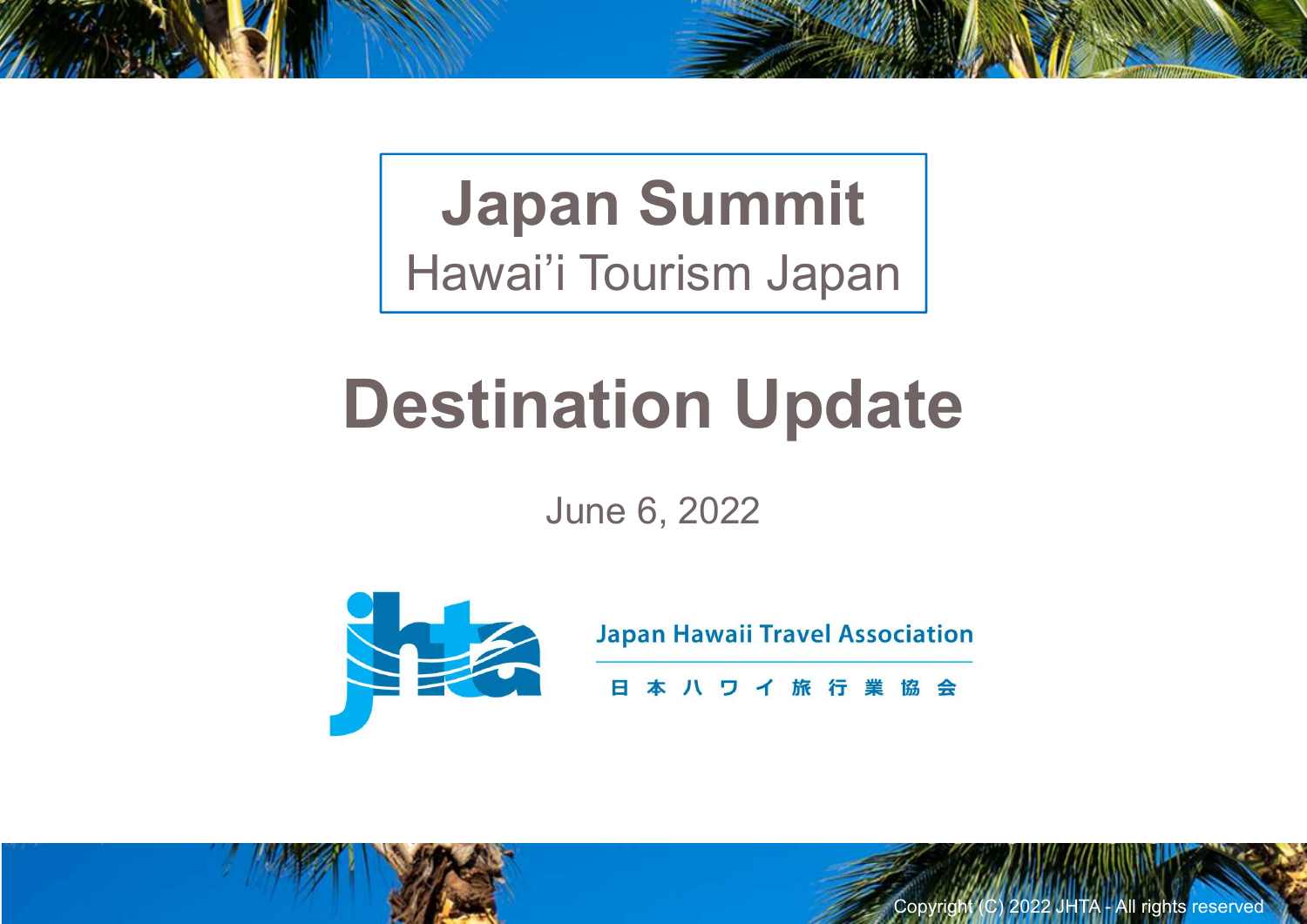# Japan Summit

Hawai'i Tourism Japan

# Destination Update

June 6, 2022

Japan Hawaii Travel Association

日本ハワイ旅行業協会

Copyright (C) 2022 JHTA - All rights reserved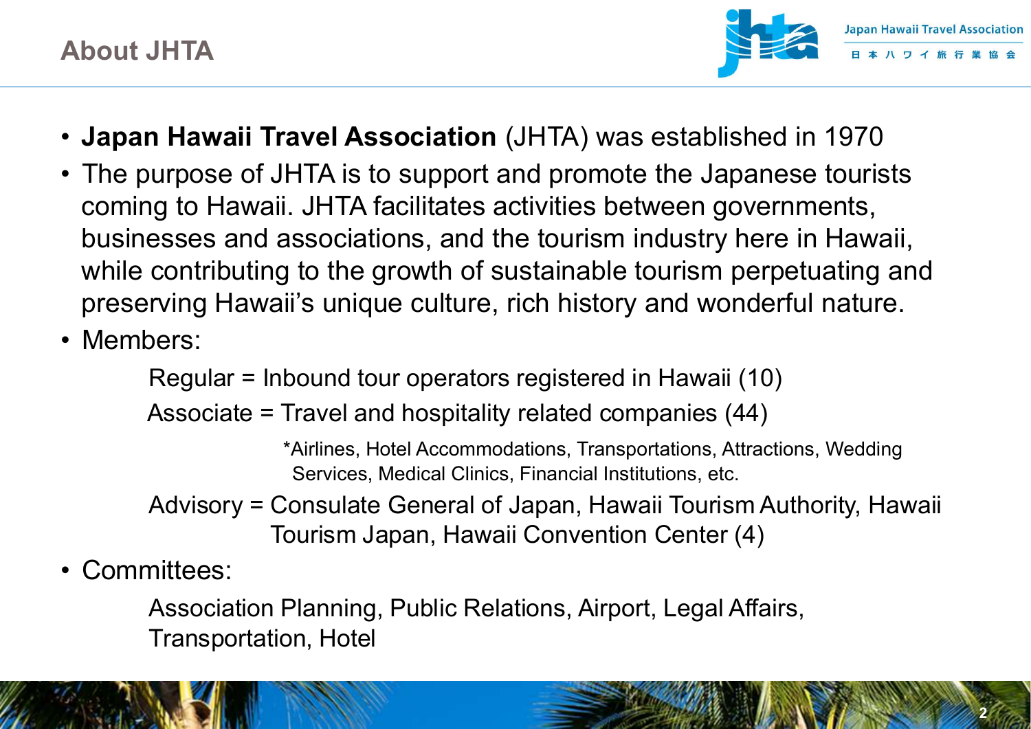# About JHTA

- **Japan Hawaii Travel Association** (JHTA) was established in 1970
- The purpose of JHTA is to support and promote the Japanese tourists coming to Hawaii. JHTA facilitates activities between governments, businesses and associations, and the tourism industry here in Hawaii, while contributing to the growth of sustainable tourism perpetuating and preserving Hawaii's unique culture, rich history and wonderful nature.
- Members:

  Regular = Inbound tour operators registered in Hawaii (10)

  Associate = Travel and hospitality related companies (44)

  *Airlines, Hotel Accommodations, Transportations, Attractions, Wedding Services, Medical Clinics, Financial Institutions, etc.

  Advisory = Consulate General of Japan, Hawaii Tourism Authority, Hawaii Tourism Japan, Hawaii Convention Center (4)
- Committees:

  Association Planning, Public Relations, Airport, Legal Affairs, Transportation, Hotel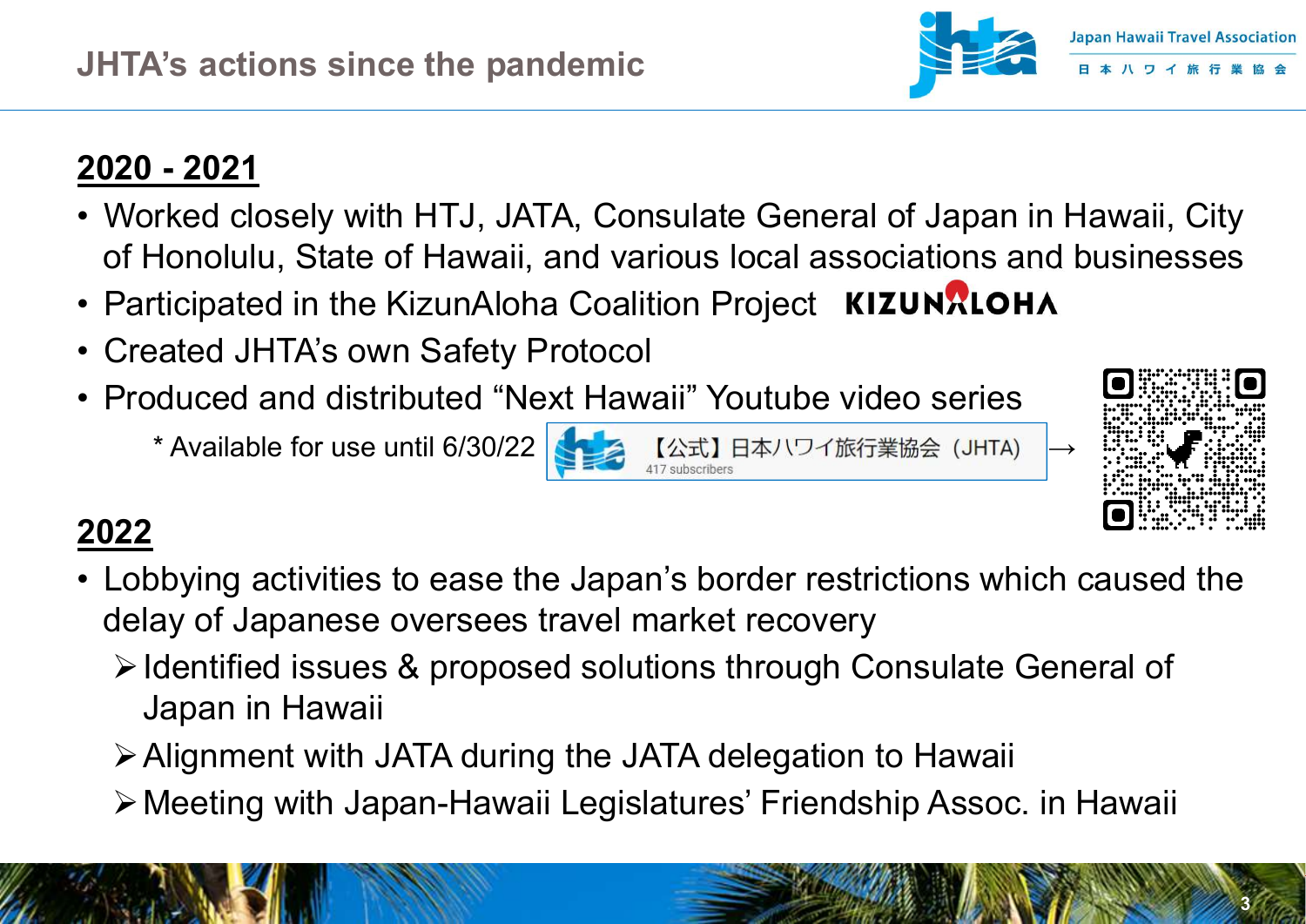# JHTA's actions since the pandemic

## 2020 - 2021

- Worked closely with HTJ, JATA, Consulate General of Japan in Hawaii, City of Honolulu, State of Hawaii, and various local associations and businesses
- Participated in the KizunAloha Coalition Project KIZUNALOHA
- Created JHTA's own Safety Protocol
- Produced and distributed "Next Hawaii" Youtube video series

  * Available for use until 6/30/22 【公式】日本ハワイ旅行業協会（JHTA） 417 subscribers →

## 2022

- Lobbying activities to ease the Japan's border restrictions which caused the delay of Japanese oversees travel market recovery
  - Identified issues & proposed solutions through Consulate General of Japan in Hawaii
  - Alignment with JATA during the JATA delegation to Hawaii
  - Meeting with Japan-Hawaii Legislatures' Friendship Assoc. in Hawaii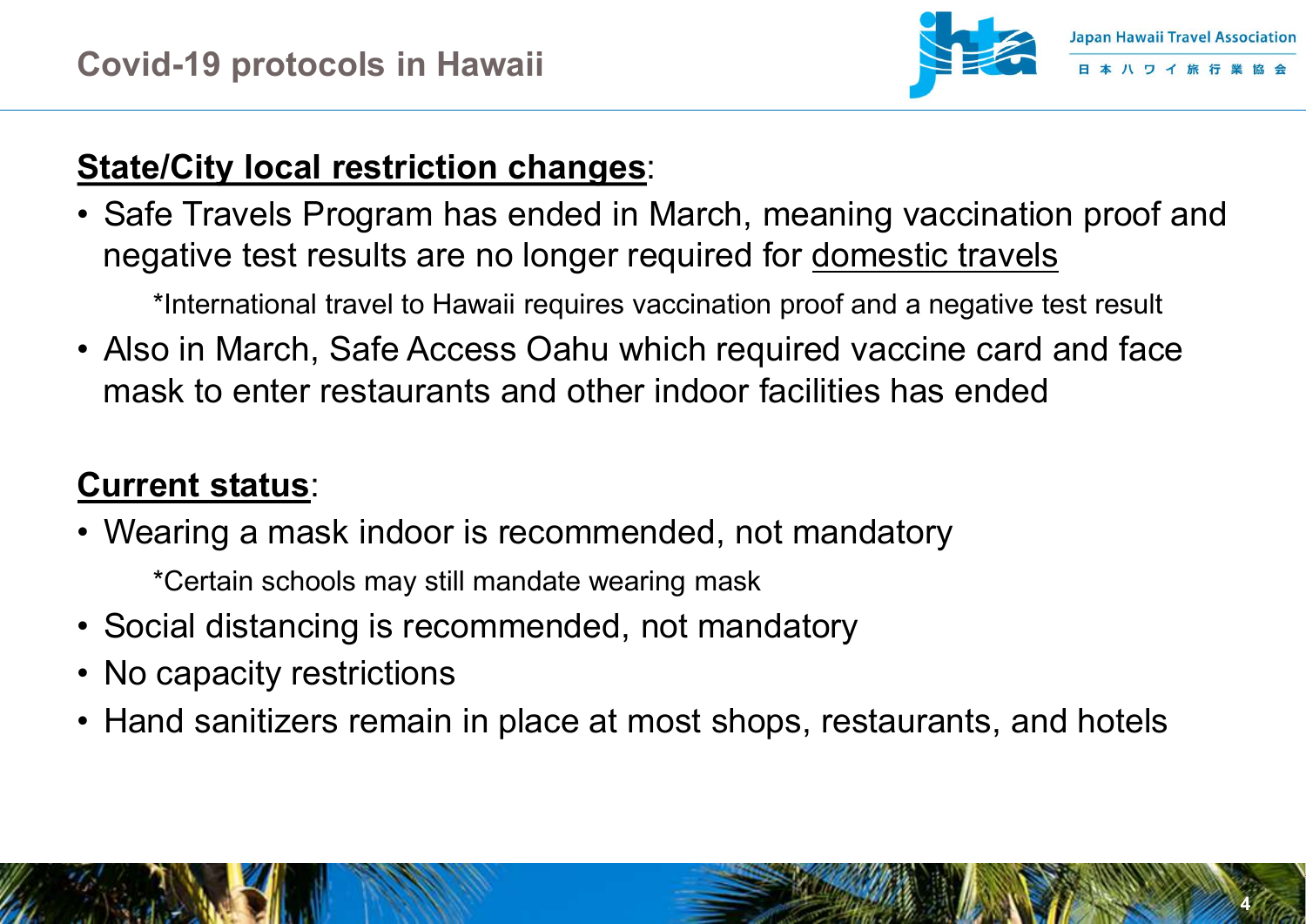# Covid-19 protocols in Hawaii

**State/City local restriction changes**:

- Safe Travels Program has ended in March, meaning vaccination proof and negative test results are no longer required for domestic travels

  *International travel to Hawaii requires vaccination proof and a negative test result

- Also in March, Safe Access Oahu which required vaccine card and face mask to enter restaurants and other indoor facilities has ended

**Current status**:

- Wearing a mask indoor is recommended, not mandatory

  *Certain schools may still mandate wearing mask

- Social distancing is recommended, not mandatory
- No capacity restrictions
- Hand sanitizers remain in place at most shops, restaurants, and hotels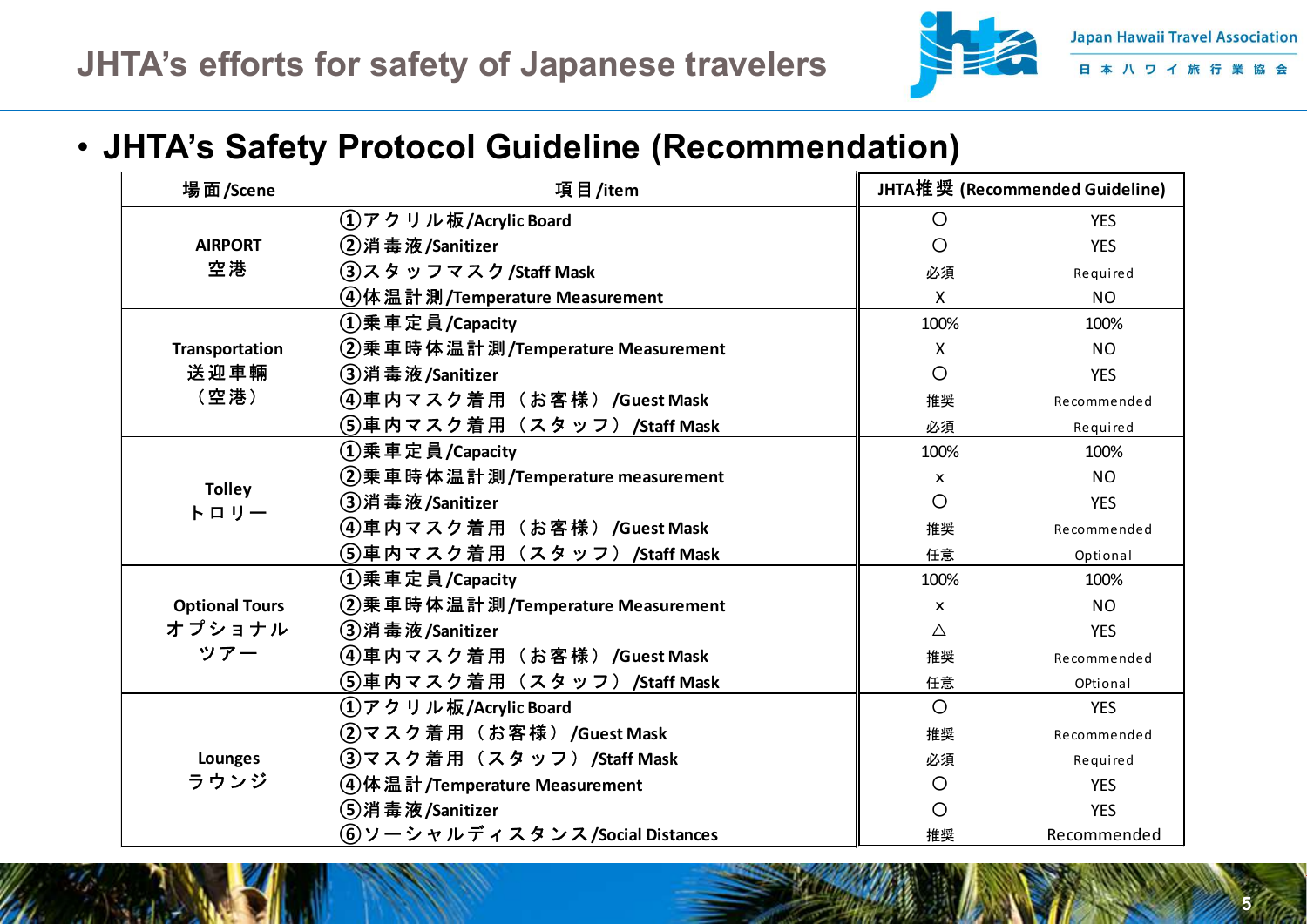# JHTA's efforts for safety of Japanese travelers

- **JHTA's Safety Protocol Guideline (Recommendation)**

| 場面/Scene | 項目/item | JHTA推奨 (Recommended Guideline) | |
|---|---|---|---|
| AIRPORT 空港 | ①アクリル板/Acrylic Board | ○ | YES |
| | ②消毒液/Sanitizer | ○ | YES |
| | ③スタッフマスク/Staff Mask | 必須 | Required |
| | ④体温計測/Temperature Measurement | X | NO |
| Transportation 送迎車輛 (空港) | ①乗車定員/Capacity | 100% | 100% |
| | ②乗車時体温計測/Temperature Measurement | X | NO |
| | ③消毒液/Sanitizer | ○ | YES |
| | ④車内マスク着用（お客様）/Guest Mask | 推奨 | Recommended |
| | ⑤車内マスク着用（スタッフ）/Staff Mask | 必須 | Required |
| Tolley トロリー | ①乗車定員/Capacity | 100% | 100% |
| | ②乗車時体温計測/Temperature measurement | x | NO |
| | ③消毒液/Sanitizer | ○ | YES |
| | ④車内マスク着用（お客様）/Guest Mask | 推奨 | Recommended |
| | ⑤車内マスク着用（スタッフ）/Staff Mask | 任意 | Optional |
| Optional Tours オプショナルツアー | ①乗車定員/Capacity | 100% | 100% |
| | ②乗車時体温計測/Temperature Measurement | x | NO |
| | ③消毒液/Sanitizer | △ | YES |
| | ④車内マスク着用（お客様）/Guest Mask | 推奨 | Recommended |
| | ⑤車内マスク着用（スタッフ）/Staff Mask | 任意 | OPtional |
| Lounges ラウンジ | ①アクリル板/Acrylic Board | ○ | YES |
| | ②マスク着用（お客様）/Guest Mask | 推奨 | Recommended |
| | ③マスク着用（スタッフ）/Staff Mask | 必須 | Required |
| | ④体温計/Temperature Measurement | ○ | YES |
| | ⑤消毒液/Sanitizer | ○ | YES |
| | ⑥ソーシャルディスタンス/Social Distances | 推奨 | Recommended |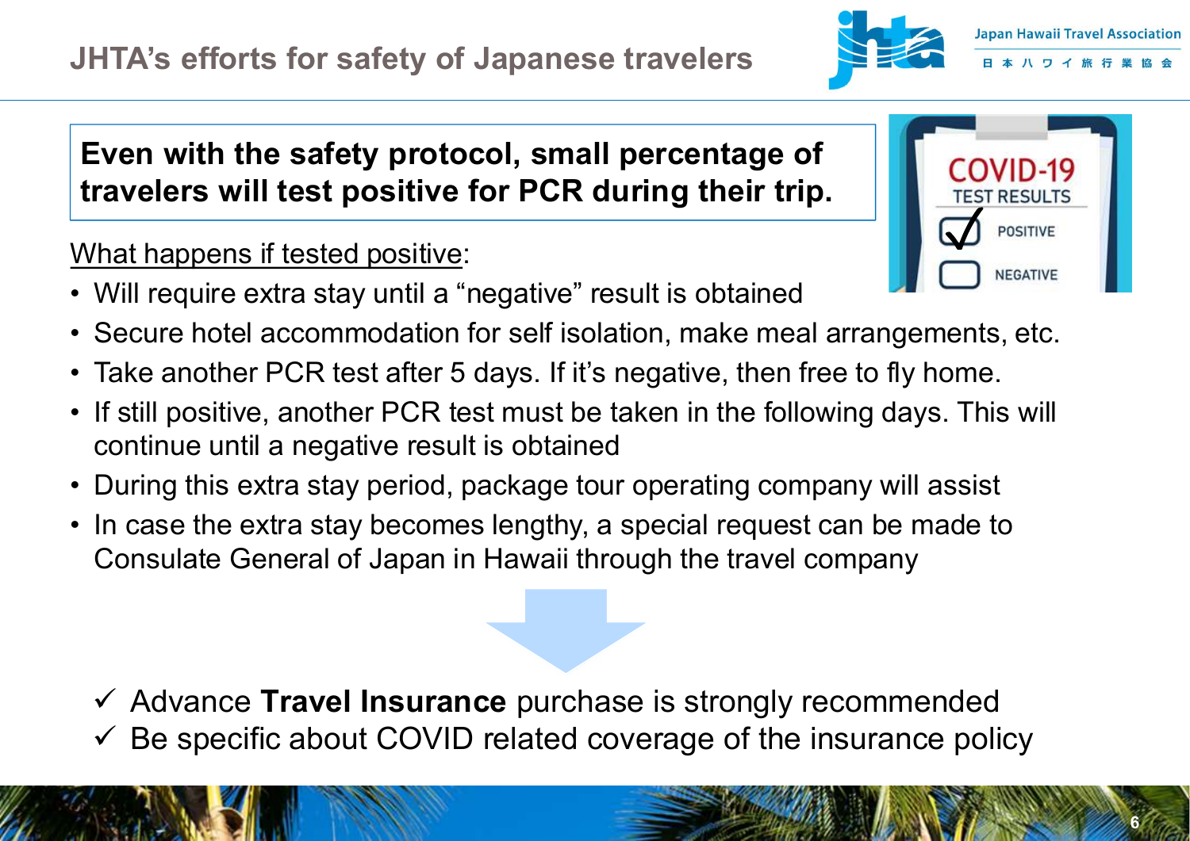# JHTA's efforts for safety of Japanese travelers

**Even with the safety protocol, small percentage of travelers will test positive for PCR during their trip.**

What happens if tested positive:

- Will require extra stay until a "negative" result is obtained
- Secure hotel accommodation for self isolation, make meal arrangements, etc.
- Take another PCR test after 5 days. If it's negative, then free to fly home.
- If still positive, another PCR test must be taken in the following days. This will continue until a negative result is obtained
- During this extra stay period, package tour operating company will assist
- In case the extra stay becomes lengthy, a special request can be made to Consulate General of Japan in Hawaii through the travel company

- ✓ Advance **Travel Insurance** purchase is strongly recommended
- ✓ Be specific about COVID related coverage of the insurance policy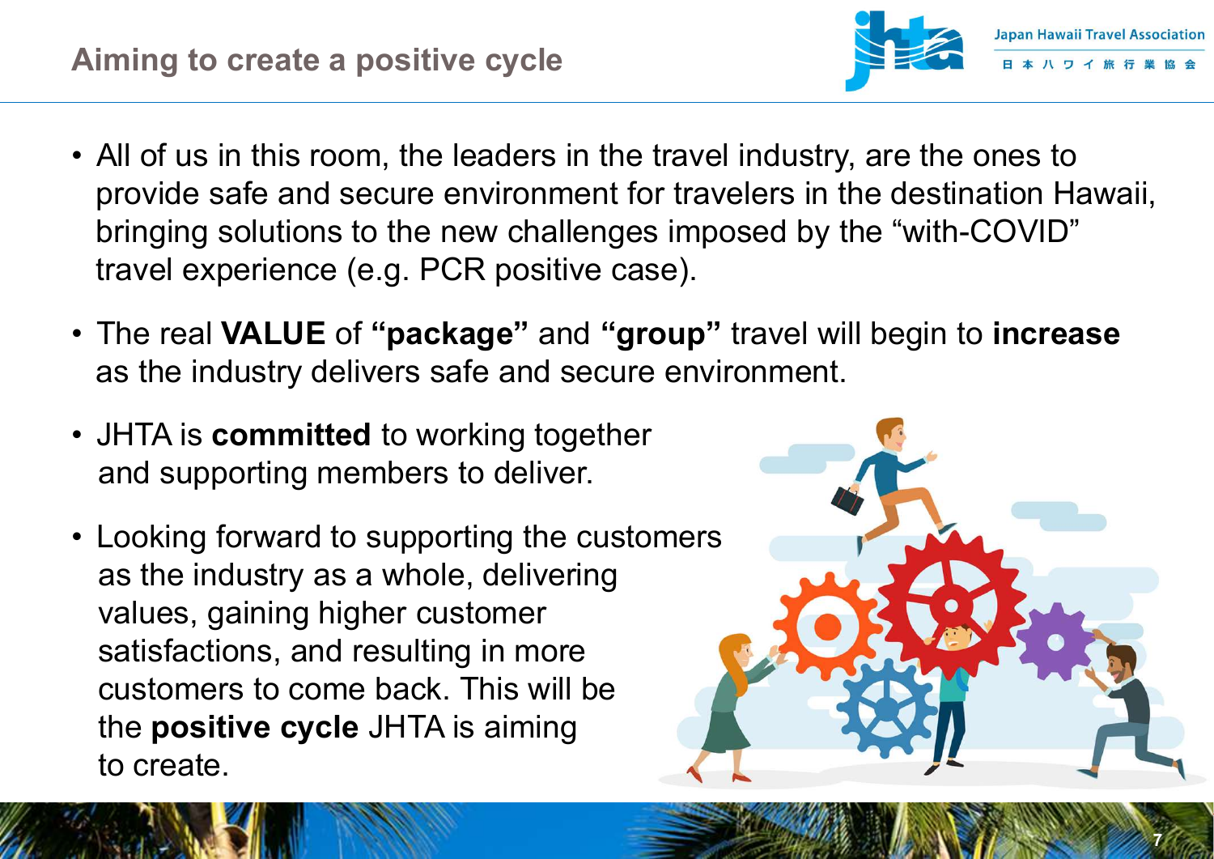# Aiming to create a positive cycle

- All of us in this room, the leaders in the travel industry, are the ones to provide safe and secure environment for travelers in the destination Hawaii, bringing solutions to the new challenges imposed by the "with-COVID" travel experience (e.g. PCR positive case).

- The real **VALUE** of **"package"** and **"group"** travel will begin to **increase** as the industry delivers safe and secure environment.

- JHTA is **committed** to working together and supporting members to deliver.

- Looking forward to supporting the customers as the industry as a whole, delivering values, gaining higher customer satisfactions, and resulting in more customers to come back. This will be the **positive cycle** JHTA is aiming to create.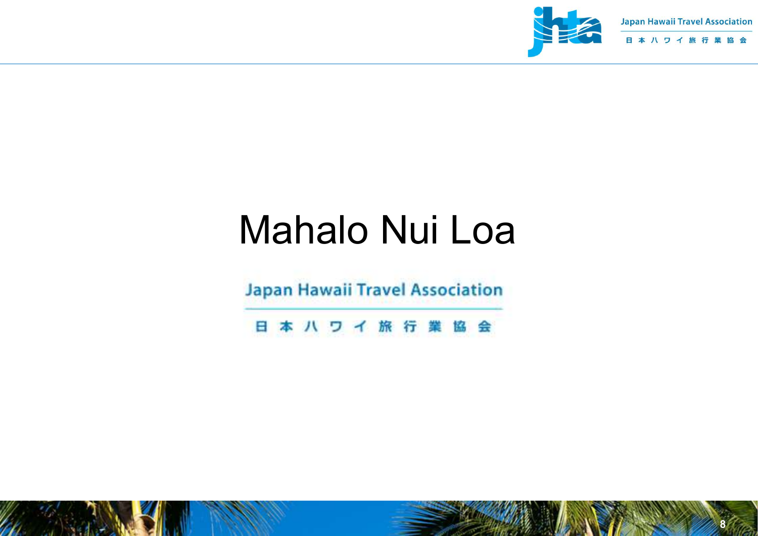# Mahalo Nui Loa

Japan Hawaii Travel Association

日本ハワイ旅行業協会